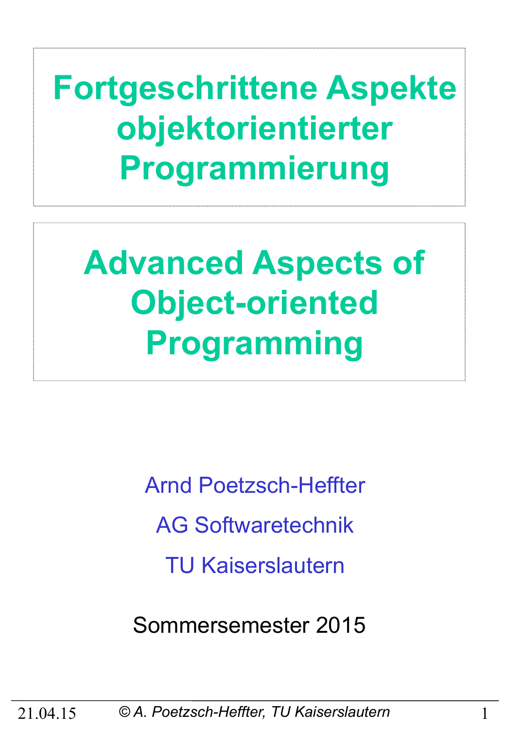# Fortgeschrittene Aspekte objektorientierter Programmierung

# Advanced Aspects of Object-oriented Programming

Arnd Poetzsch-Heffter

AG Softwaretechnik

TU Kaiserslautern

Sommersemester 2015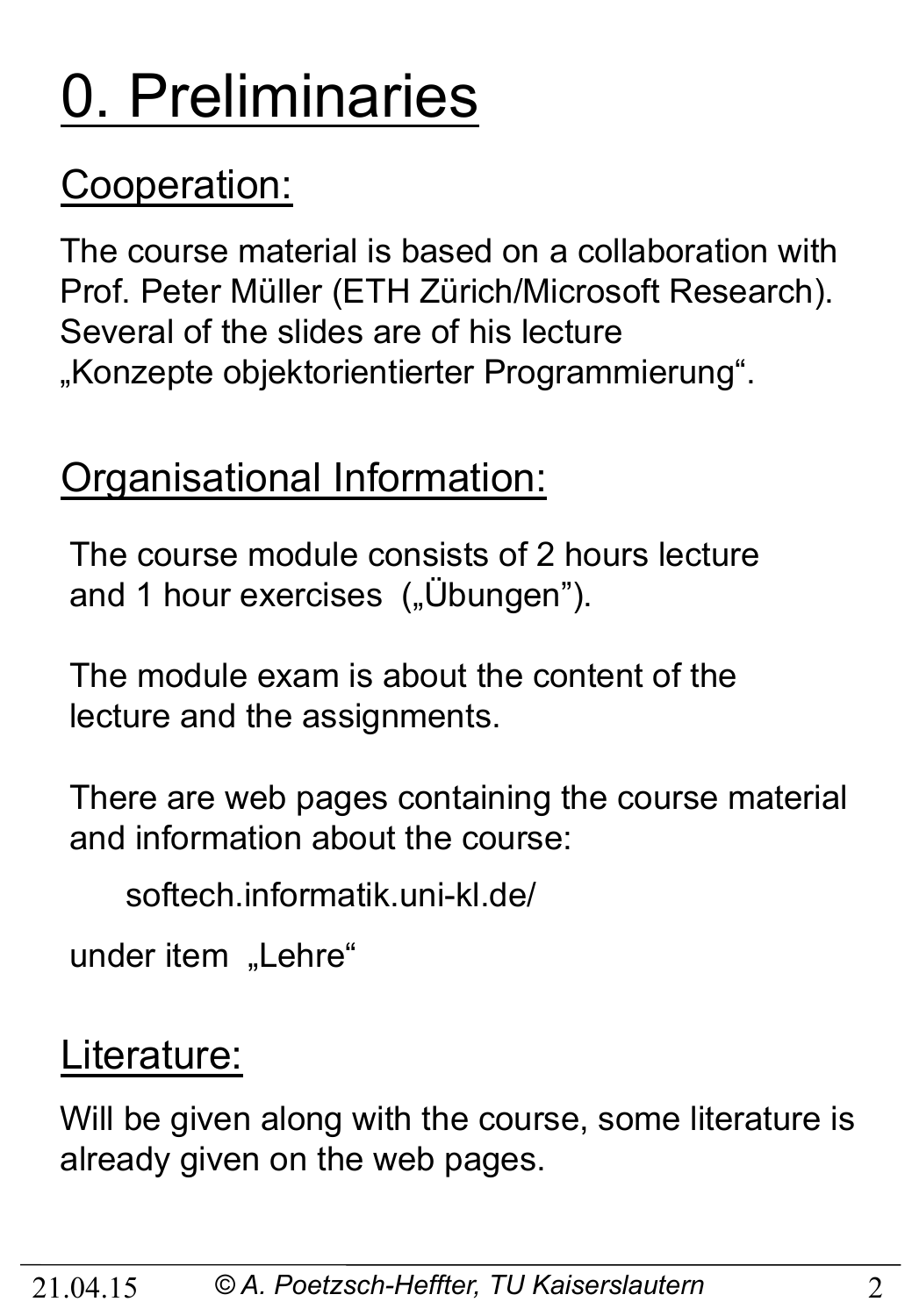# 0. Preliminaries

## Cooperation:

The course material is based on a collaboration with Prof. Peter Müller (ETH Zürich/Microsoft Research). Several of the slides are of his lecture „Konzepte objektorientierter Programmierung“.

## Organisational Information:

The course module consists of 2 hours lecture and 1 hour exercises („Übungen”).

The module exam is about the content of the lecture and the assignments.

There are web pages containing the course material and information about the course:

softech.informatik.uni-kl.de/

under item „Lehre“

## Literature:

Will be given along with the course, some literature is already given on the web pages.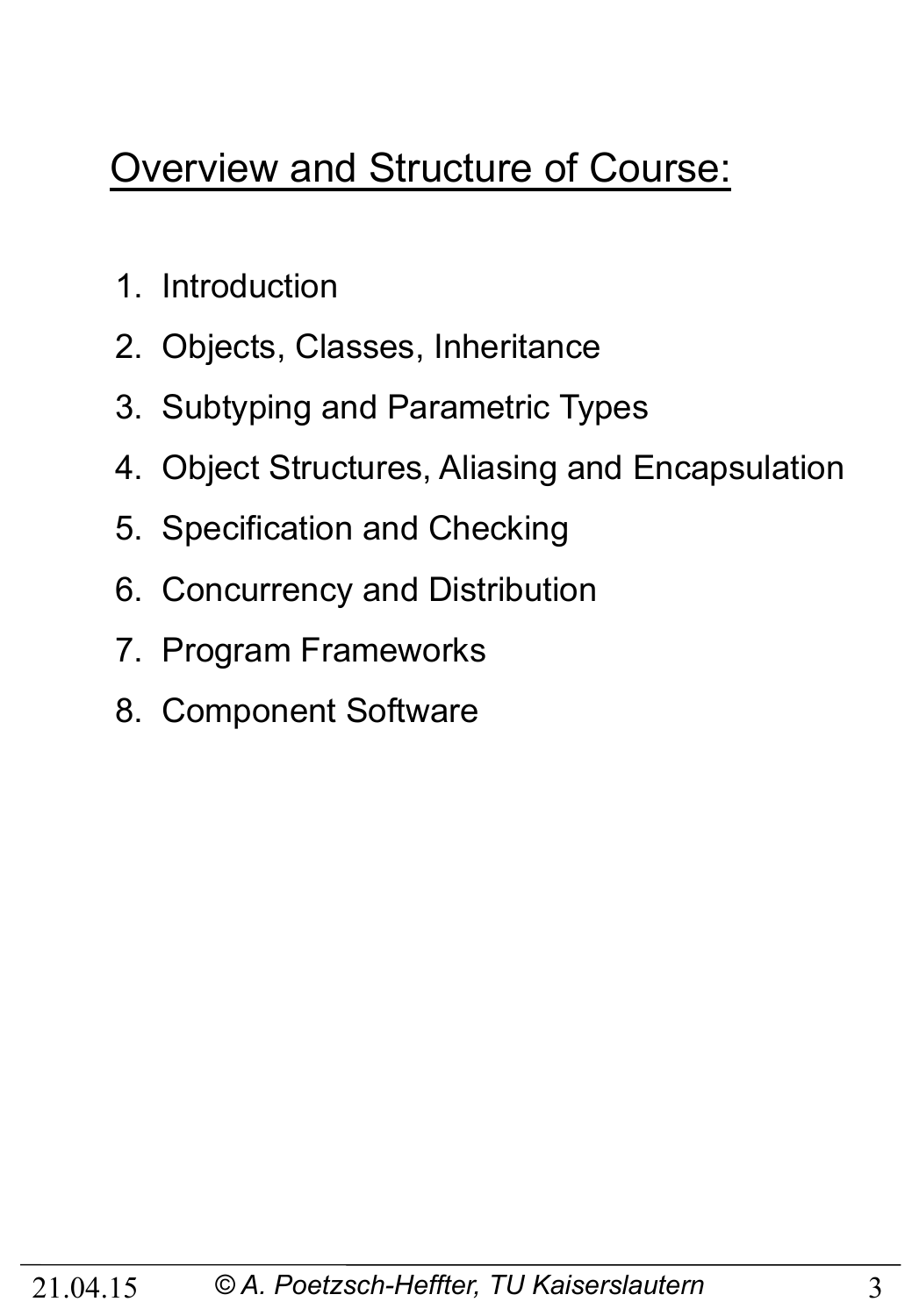## Overview and Structure of Course:

1. Introduction
2. Objects, Classes, Inheritance
3. Subtyping and Parametric Types
4. Object Structures, Aliasing and Encapsulation
5. Specification and Checking
6. Concurrency and Distribution
7. Program Frameworks
8. Component Software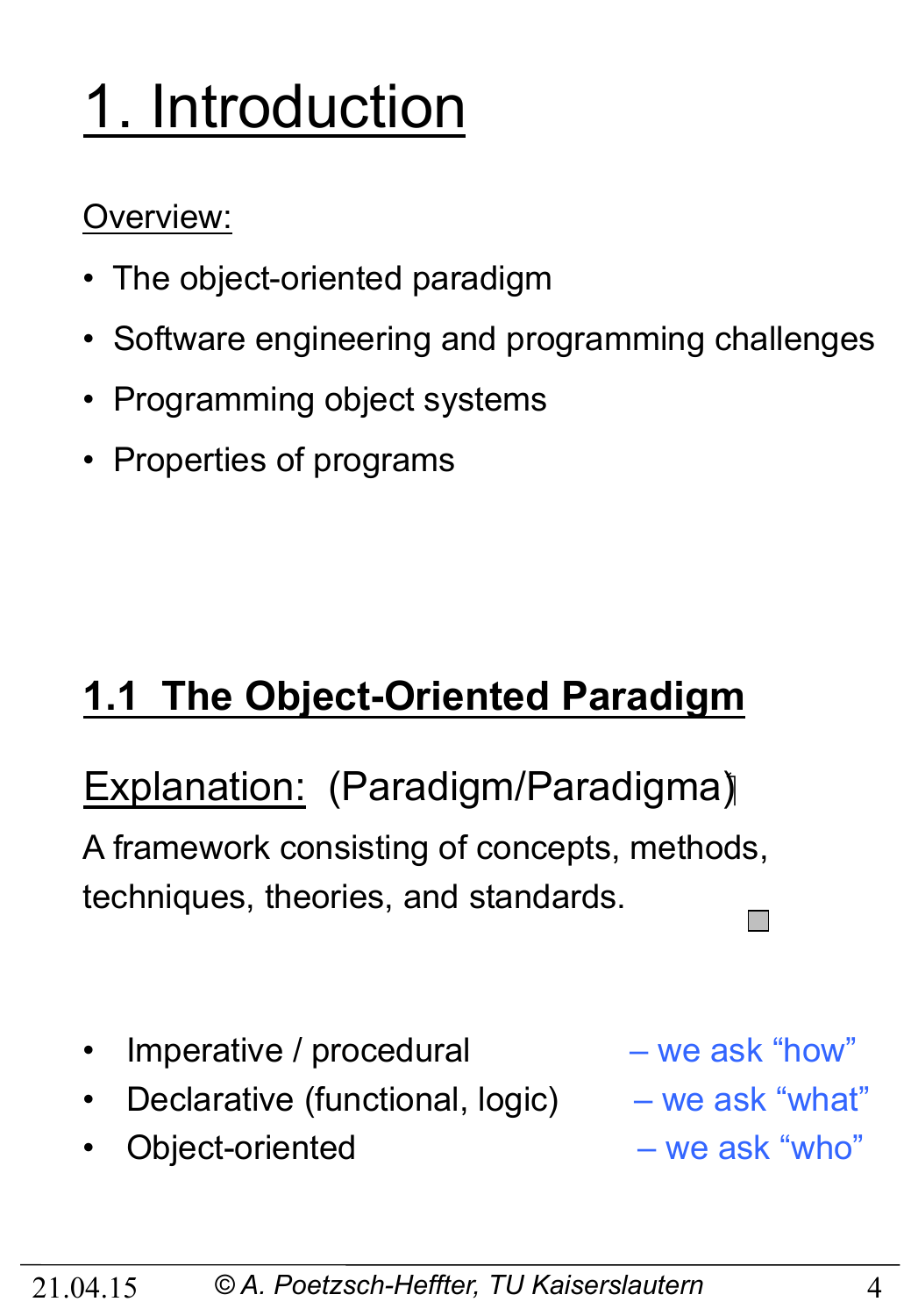# 1. Introduction

Overview:

- The object-oriented paradigm
- Software engineering and programming challenges
- Programming object systems
- Properties of programs

## 1.1 The Object-Oriented Paradigm

Explanation: (Paradigm/Paradigma)

A framework consisting of concepts, methods, techniques, theories, and standards.

- Imperative / procedural – we ask "how"
- Declarative (functional, logic) – we ask "what"
- Object-oriented – we ask "who"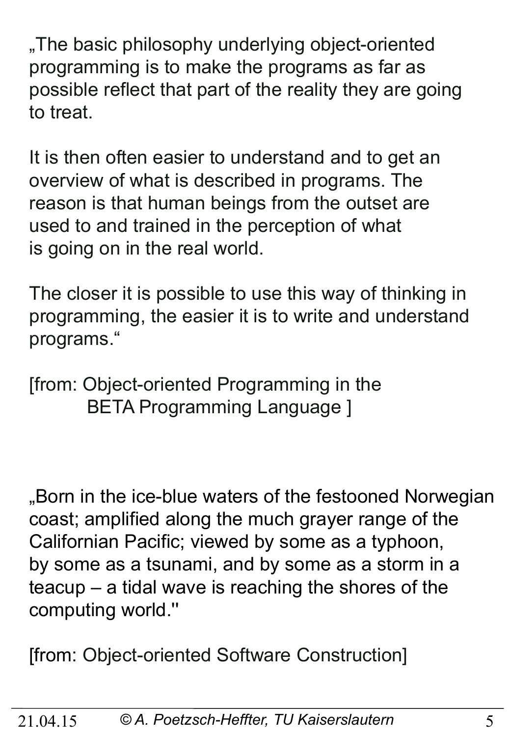„The basic philosophy underlying object-oriented programming is to make the programs as far as possible reflect that part of the reality they are going to treat.

It is then often easier to understand and to get an overview of what is described in programs. The reason is that human beings from the outset are used to and trained in the perception of what is going on in the real world.

The closer it is possible to use this way of thinking in programming, the easier it is to write and understand programs."

[from: Object-oriented Programming in the BETA Programming Language ]

„Born in the ice-blue waters of the festooned Norwegian coast; amplified along the much grayer range of the Californian Pacific; viewed by some as a typhoon, by some as a tsunami, and by some as a storm in a teacup – a tidal wave is reaching the shores of the computing world."

[from: Object-oriented Software Construction]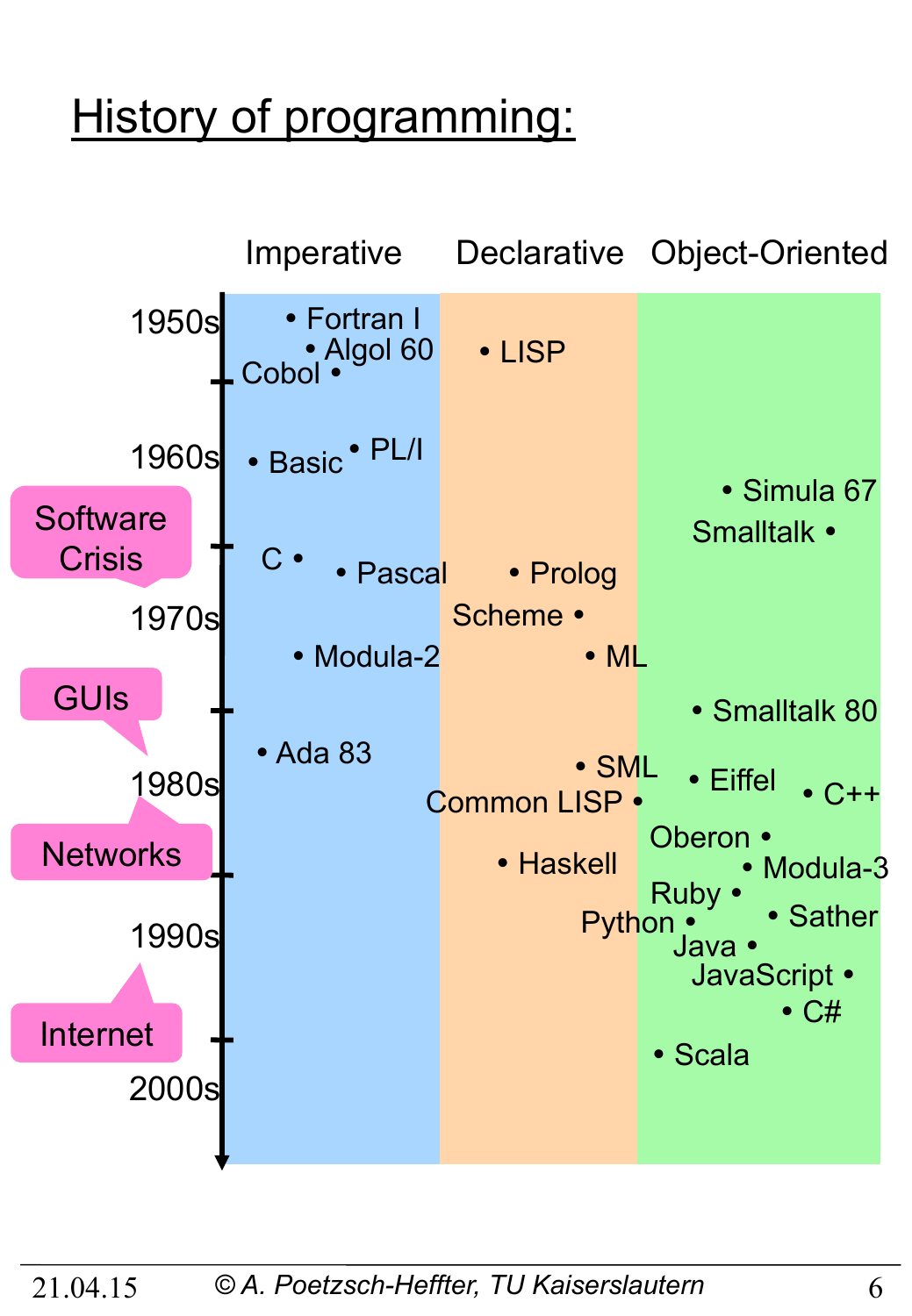# History of programming:

| | Imperative | Declarative | Object-Oriented |
|---|---|---|---|
| 1950s | Fortran I, Algol 60, Cobol | LISP | |
| 1960s | Basic, PL/I | | Simula 67, Smalltalk |
| Software Crisis | C, Pascal | Prolog | |
| 1970s | Modula-2 | Scheme, ML | |
| GUIs | Ada 83 | | Smalltalk 80 |
| 1980s | | SML, Common LISP | Eiffel, C++ |
| Networks | | Haskell | Oberon, Modula-3 |
| 1990s | | | Ruby, Sather, Python, Java, JavaScript |
| Internet | | | C#, Scala |
| 2000s | | | |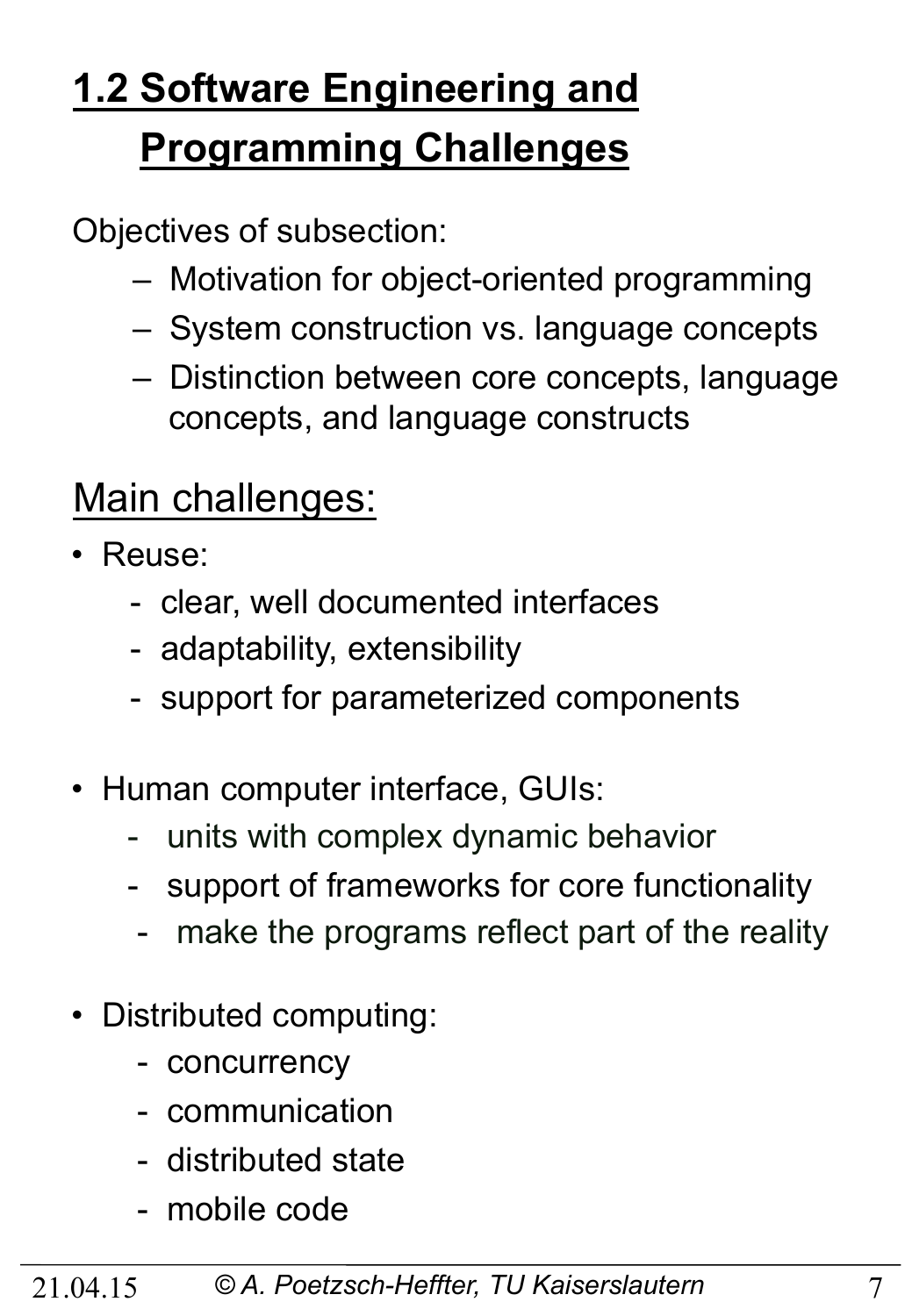## 1.2 Software Engineering and Programming Challenges

Objectives of subsection:

- Motivation for object-oriented programming
- System construction vs. language concepts
- Distinction between core concepts, language concepts, and language constructs

### Main challenges:

- Reuse:
  - clear, well documented interfaces
  - adaptability, extensibility
  - support for parameterized components

- Human computer interface, GUIs:
  - units with complex dynamic behavior
  - support of frameworks for core functionality
  - make the programs reflect part of the reality

- Distributed computing:
  - concurrency
  - communication
  - distributed state
  - mobile code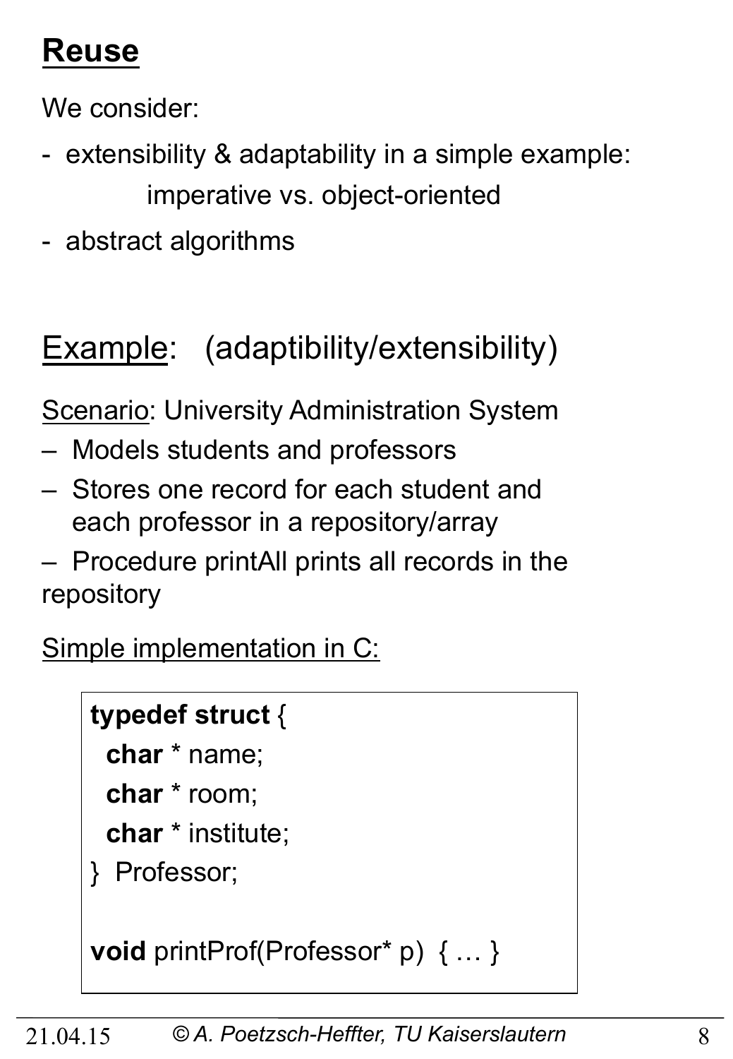# Reuse

We consider:

- extensibility & adaptability in a simple example:
  imperative vs. object-oriented
- abstract algorithms

## Example: (adaptibility/extensibility)

Scenario: University Administration System

- Models students and professors
- Stores one record for each student and each professor in a repository/array
- Procedure printAll prints all records in the repository

Simple implementation in C:

```
typedef struct {
  char * name;
  char * room;
  char * institute;
} Professor;

void printProf(Professor* p) { … }
```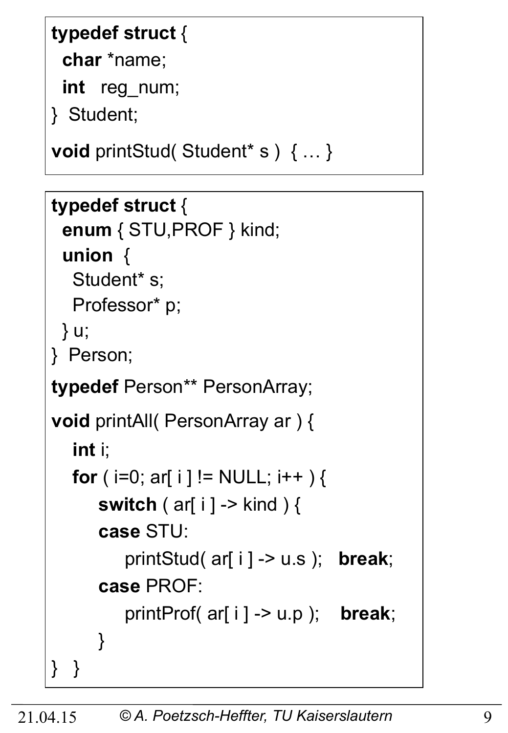```c
typedef struct {
  char *name;
  int   reg_num;
}  Student;

void printStud( Student* s )  { … }
```

```c
typedef struct {
  enum { STU,PROF } kind;
  union  {
    Student* s;
    Professor* p;
  } u;
}  Person;

typedef Person** PersonArray;

void printAll( PersonArray ar ) {
   int i;
   for ( i=0; ar[ i ] != NULL; i++ ) {
       switch ( ar[ i ] -> kind ) {
       case STU:
           printStud( ar[ i ] -> u.s );   break;
       case PROF:
           printProf( ar[ i ] -> u.p );    break;
       }
}   }
```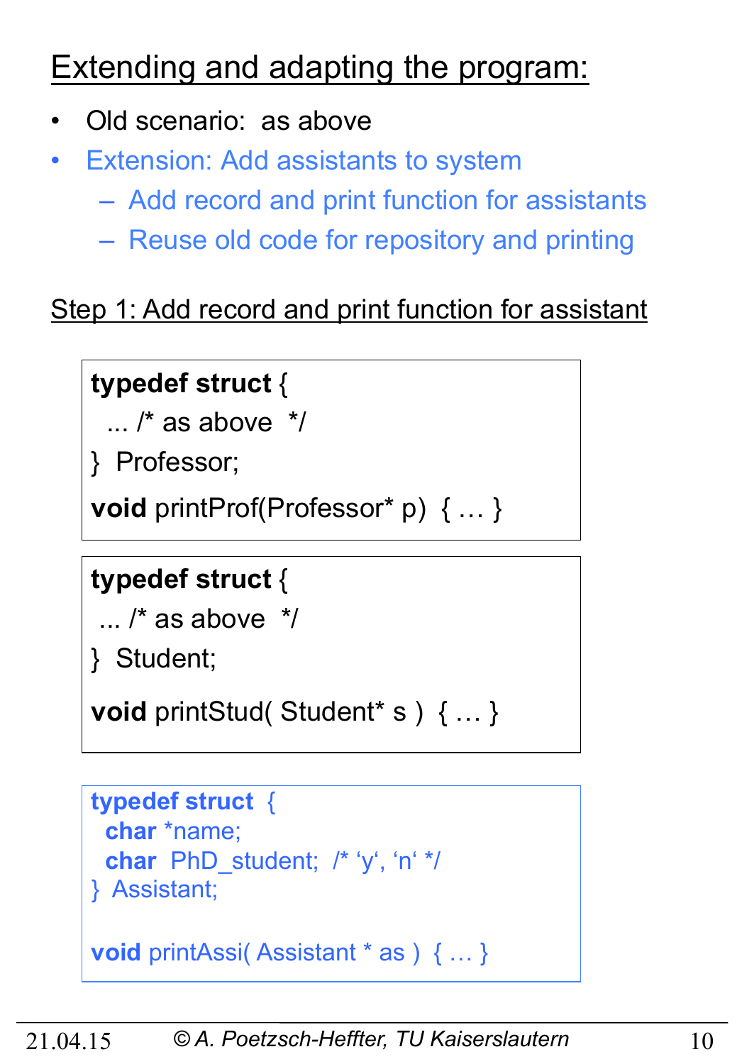# Extending and adapting the program:

- Old scenario: as above
- Extension: Add assistants to system
  - Add record and print function for assistants
  - Reuse old code for repository and printing

## Step 1: Add record and print function for assistant

```
typedef struct {
  ... /* as above  */
}  Professor;

void printProf(Professor* p)  { … }
```

```
typedef struct {
 ... /* as above  */
}  Student;

void printStud( Student* s )  { … }
```

```
typedef struct  {
  char *name;
  char  PhD_student;  /* ‘y‘, ‘n‘ */
}  Assistant;

void printAssi( Assistant * as )  { … }
```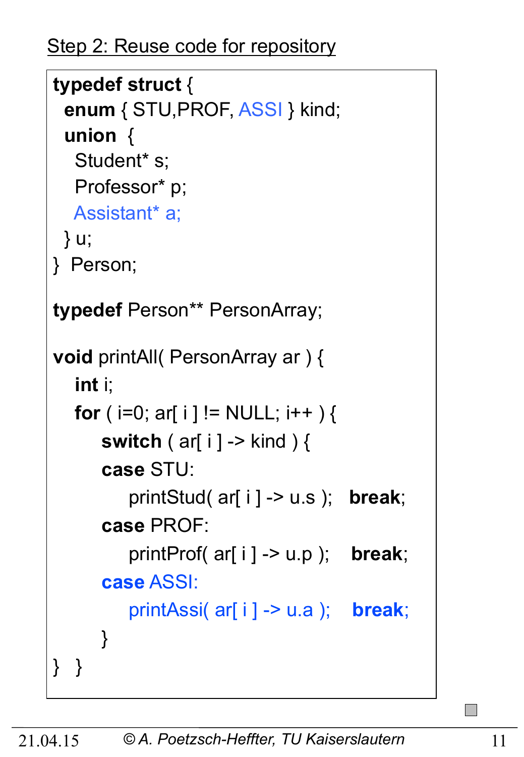Step 2: Reuse code for repository

```
typedef struct {
  enum { STU,PROF, ASSI } kind;
  union  {
    Student* s;
    Professor* p;
    Assistant* a;
  } u;
}  Person;

typedef Person** PersonArray;

void printAll( PersonArray ar ) {
   int i;
   for ( i=0; ar[ i ] != NULL; i++ ) {
       switch ( ar[ i ] -> kind ) {
       case STU:
            printStud( ar[ i ] -> u.s );   break;
       case PROF:
            printProf( ar[ i ] -> u.p );    break;
       case ASSI:
            printAssi( ar[ i ] -> u.a );    break;
       }
}  }
```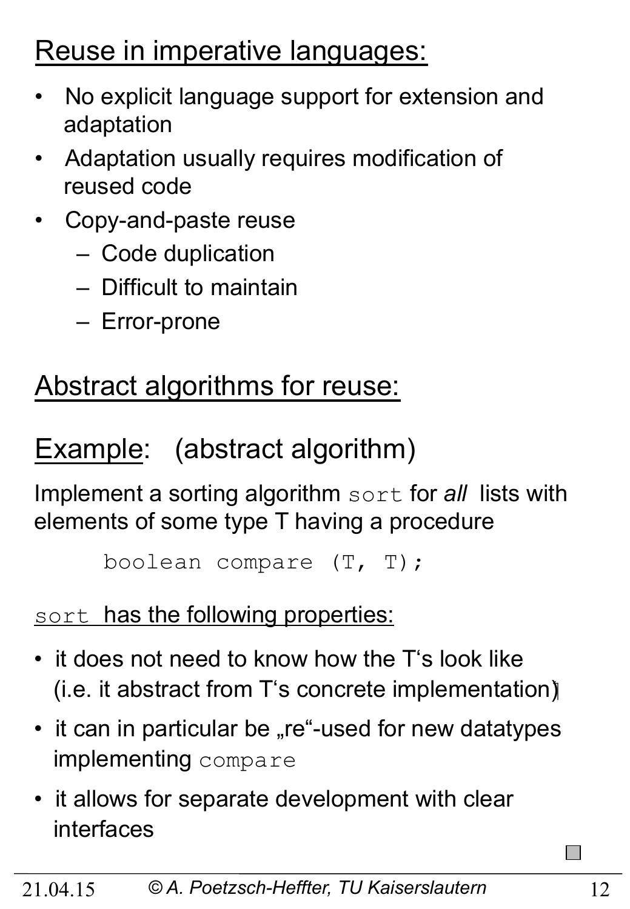## Reuse in imperative languages:

- No explicit language support for extension and adaptation
- Adaptation usually requires modification of reused code
- Copy-and-paste reuse
  - Code duplication
  - Difficult to maintain
  - Error-prone

## Abstract algorithms for reuse:

## Example: (abstract algorithm)

Implement a sorting algorithm `sort` for *all* lists with elements of some type T having a procedure

```
boolean compare (T, T);
```

`sort` has the following properties:

- it does not need to know how the T‘s look like (i.e. it abstract from T‘s concrete implementation)
- it can in particular be „re“-used for new datatypes implementing `compare`
- it allows for separate development with clear interfaces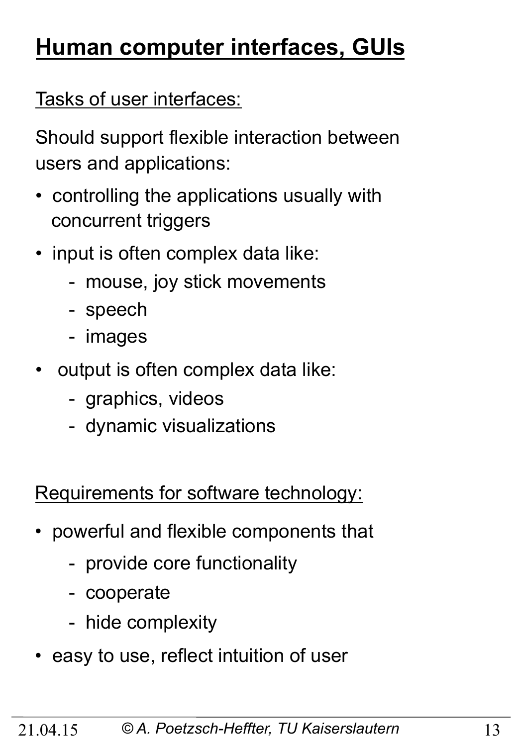# Human computer interfaces, GUIs

Tasks of user interfaces:

Should support flexible interaction between users and applications:

- controlling the applications usually with concurrent triggers
- input is often complex data like:
  - mouse, joy stick movements
  - speech
  - images
- output is often complex data like:
  - graphics, videos
  - dynamic visualizations

Requirements for software technology:

- powerful and flexible components that
  - provide core functionality
  - cooperate
  - hide complexity
- easy to use, reflect intuition of user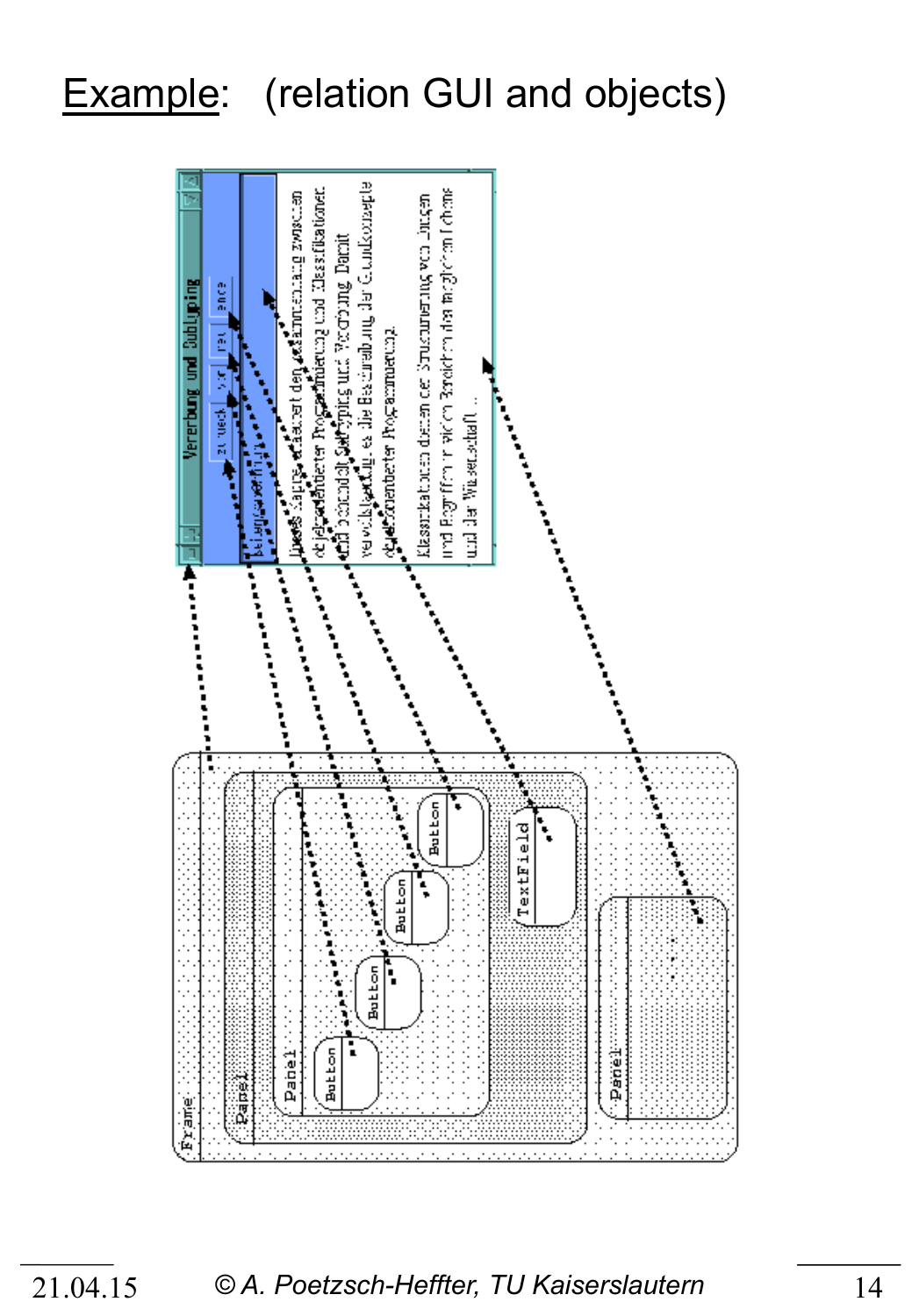# Example: (relation GUI and objects)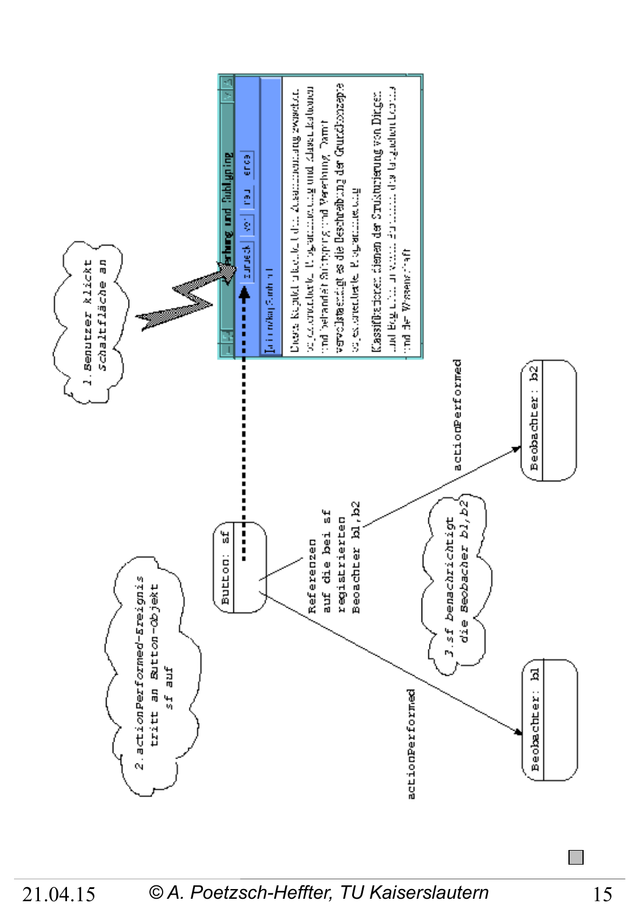1. Benutzer klickt Schaltfläche an

2. actionPerformed-Ereignis tritt an Button-Objekt sf auf

3. sf benachrichtigt die Beobachter b1,b2

Button: sf

Referenzen auf die bei sf registrierten Beobachter b1,b2

actionPerformed

actionPerformed

Beobachter: b1

Beobachter: b2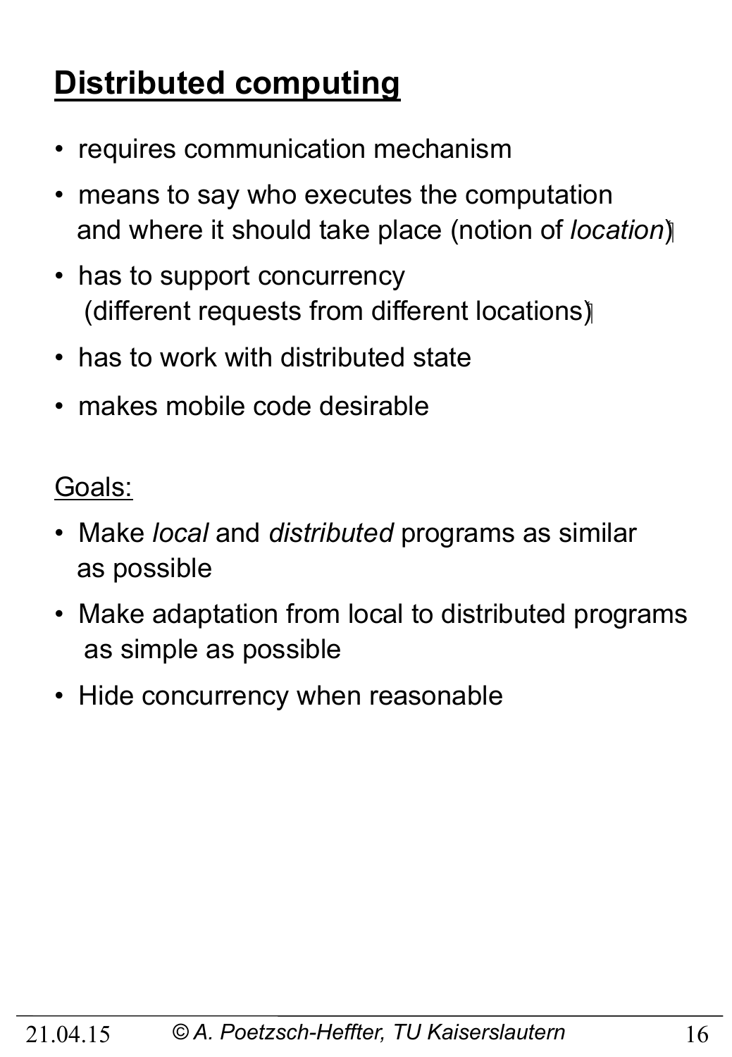# Distributed computing

- requires communication mechanism
- means to say who executes the computation and where it should take place (notion of *location*)
- has to support concurrency (different requests from different locations)
- has to work with distributed state
- makes mobile code desirable

Goals:

- Make *local* and *distributed* programs as similar as possible
- Make adaptation from local to distributed programs as simple as possible
- Hide concurrency when reasonable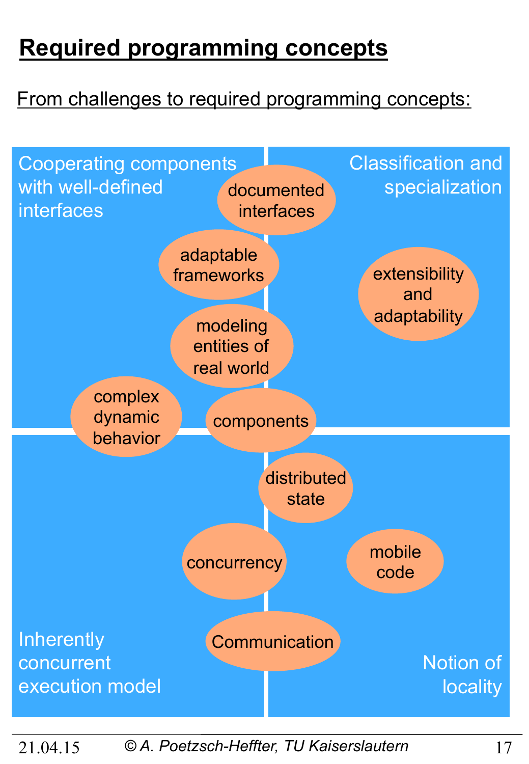# Required programming concepts

From challenges to required programming concepts:

Cooperating components with well-defined interfaces

Classification and specialization

Inherently concurrent execution model

Notion of locality

- documented interfaces
- adaptable frameworks
- extensibility and adaptability
- modeling entities of real world
- complex dynamic behavior
- components
- distributed state
- concurrency
- mobile code
- Communication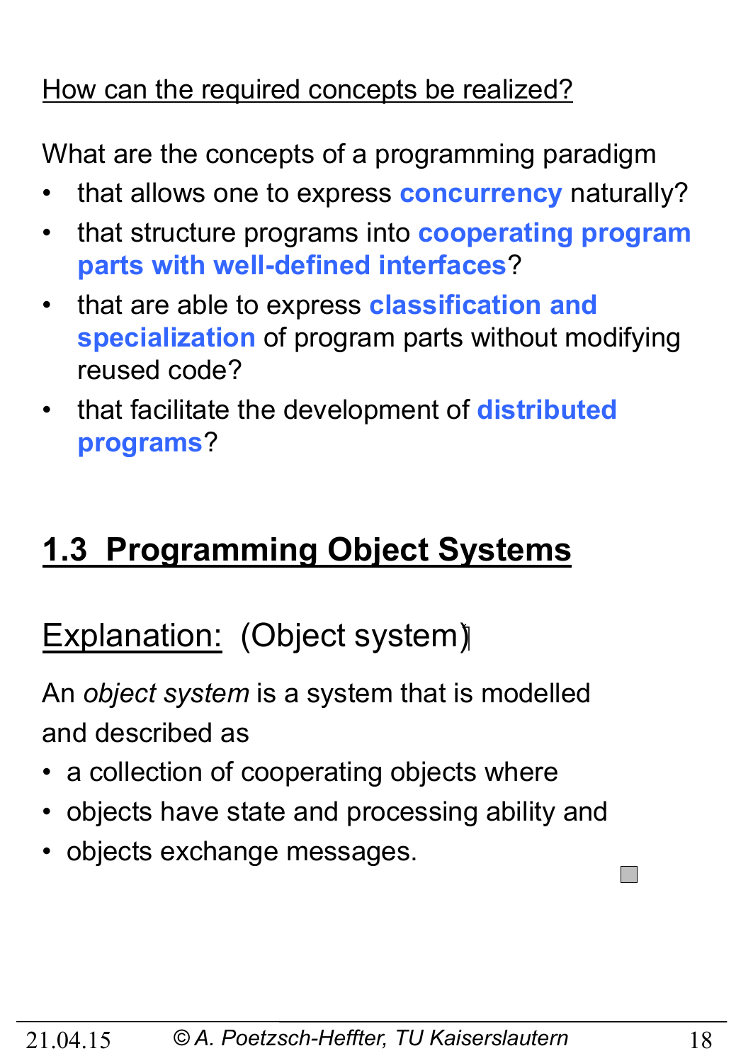How can the required concepts be realized?

What are the concepts of a programming paradigm

- that allows one to express **concurrency** naturally?
- that structure programs into **cooperating program parts with well-defined interfaces**?
- that are able to express **classification and specialization** of program parts without modifying reused code?
- that facilitate the development of **distributed programs**?

## 1.3 Programming Object Systems

Explanation: (Object system)

An *object system* is a system that is modelled and described as

- a collection of cooperating objects where
- objects have state and processing ability and
- objects exchange messages.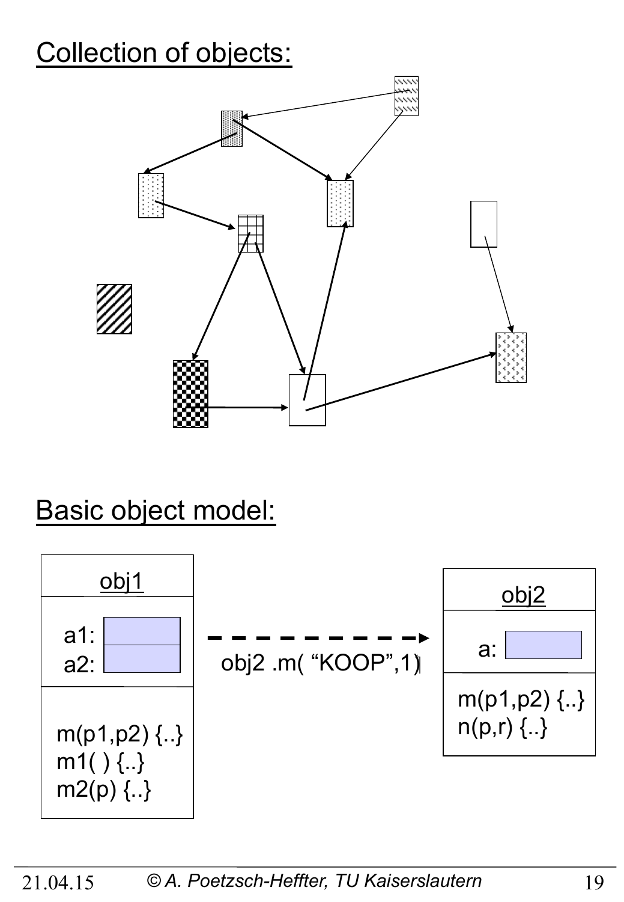Collection of objects:

Basic object model:

obj1

a1:
a2:

m(p1,p2) {..}
m1( ) {..}
m2(p) {..}

obj2 .m( "KOOP",1)

obj2

a:

m(p1,p2) {..}
n(p,r) {..}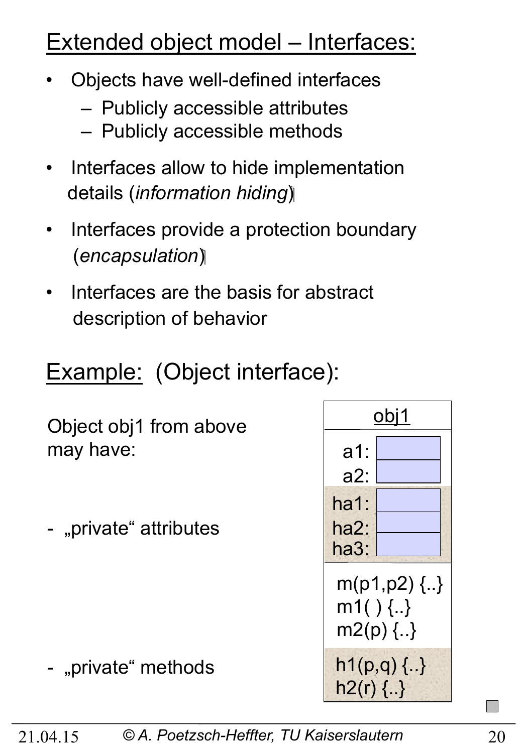## Extended object model – Interfaces:

- Objects have well-defined interfaces
  - Publicly accessible attributes
  - Publicly accessible methods
- Interfaces allow to hide implementation details (*information hiding*)
- Interfaces provide a protection boundary (*encapsulation*)
- Interfaces are the basis for abstract description of behavior

## Example: (Object interface):

Object obj1 from above may have:

- „private" attributes
- „private" methods

| obj1 |
|---|
| a1: |
| a2: |
| ha1: |
| ha2: |
| ha3: |
| m(p1,p2) {..} |
| m1( ) {..} |
| m2(p) {..} |
| h1(p,q) {..} |
| h2(r) {..} |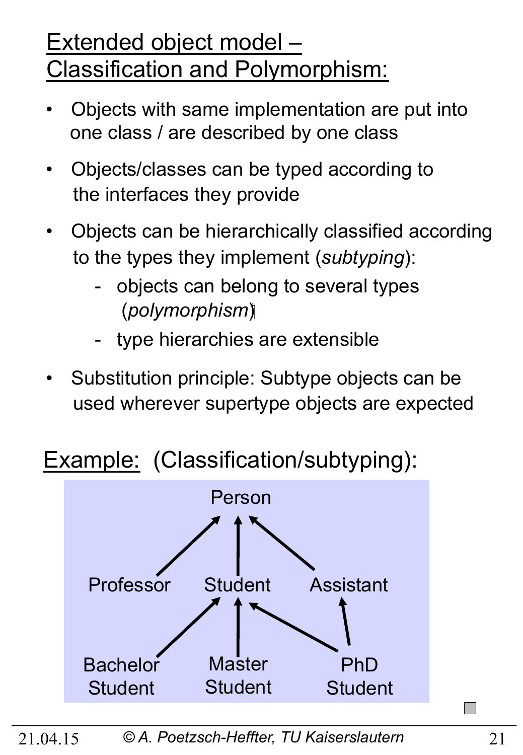# Extended object model – Classification and Polymorphism:

- Objects with same implementation are put into one class / are described by one class
- Objects/classes can be typed according to the interfaces they provide
- Objects can be hierarchically classified according to the types they implement (*subtyping*):
  - objects can belong to several types (*polymorphism*)
  - type hierarchies are extensible
- Substitution principle: Subtype objects can be used wherever supertype objects are expected

## Example: (Classification/subtyping):

Person

Professor → Person, Student → Person, Assistant → Person

Bachelor Student → Student, Master Student → Student, PhD Student → Student, PhD Student → Assistant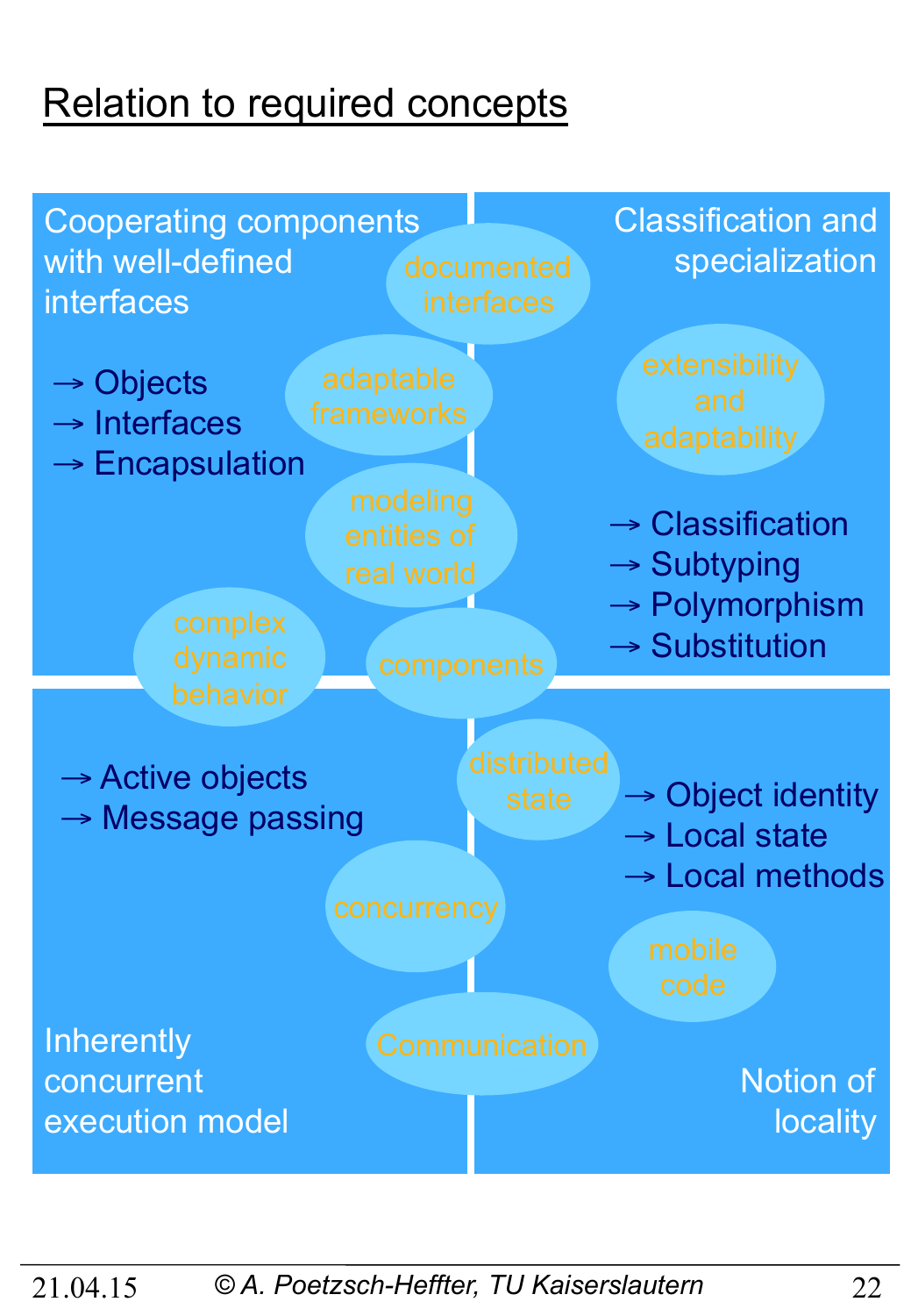# Relation to required concepts

**Cooperating components with well-defined interfaces**

→ Objects
→ Interfaces
→ Encapsulation

**Classification and specialization**

→ Classification
→ Subtyping
→ Polymorphism
→ Substitution

**Inherently concurrent execution model**

→ Active objects
→ Message passing

**Notion of locality**

→ Object identity
→ Local state
→ Local methods

documented interfaces

adaptable frameworks

modeling entities of real world

extensibility and adaptability

complex dynamic behavior

components

distributed state

concurrency

mobile code

Communication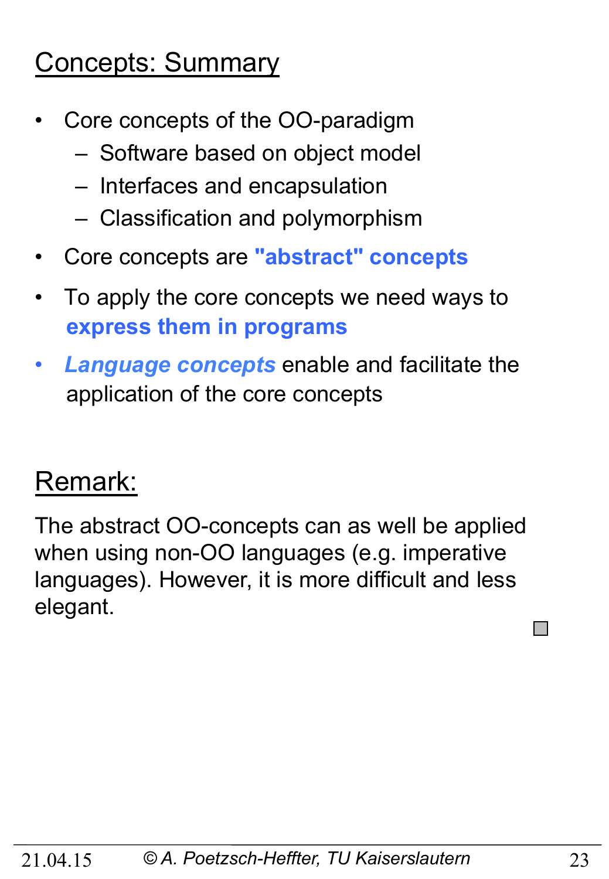## Concepts: Summary

- Core concepts of the OO-paradigm
  - Software based on object model
  - Interfaces and encapsulation
  - Classification and polymorphism
- Core concepts are **"abstract" concepts**
- To apply the core concepts we need ways to **express them in programs**
- ***Language concepts*** enable and facilitate the application of the core concepts

## Remark:

The abstract OO-concepts can as well be applied when using non-OO languages (e.g. imperative languages). However, it is more difficult and less elegant.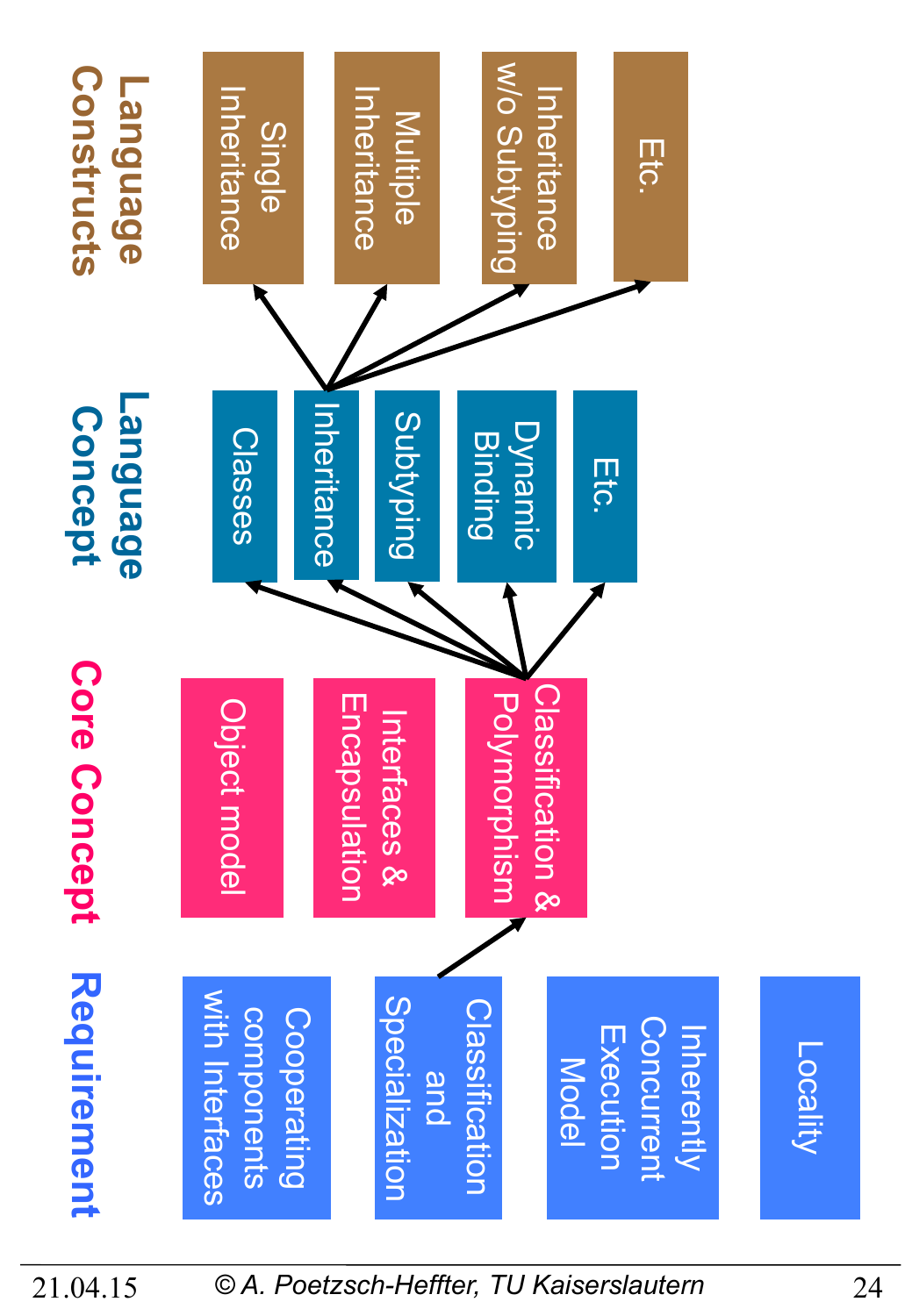## Requirement

- Cooperating components with Interfaces
- Classification and Specialization
- Inherently Concurrent Execution Model
- Locality

## Core Concept

- Object model
- Interfaces & Encapsulation
- Classification & Polymorphism

## Language Concept

- Classes
- Inheritance
- Subtyping
- Dynamic Binding
- Etc.

## Language Constructs

- Single Inheritance
- Multiple Inheritance
- Inheritance w/o Subtyping
- Etc.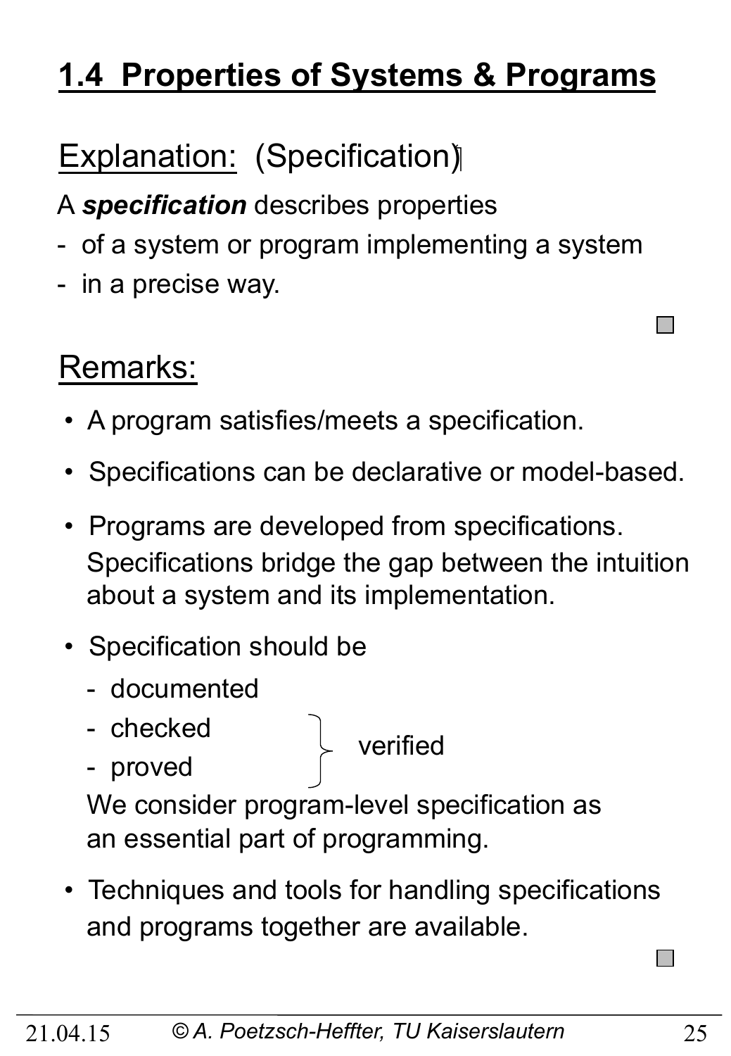## 1.4 Properties of Systems & Programs

Explanation: (Specification)

A ***specification*** describes properties

- of a system or program implementing a system
- in a precise way.

Remarks:

- A program satisfies/meets a specification.
- Specifications can be declarative or model-based.
- Programs are developed from specifications.
  Specifications bridge the gap between the intuition about a system and its implementation.
- Specification should be
  - documented
  - checked
  - proved

  (checked and proved: verified)

  We consider program-level specification as an essential part of programming.
- Techniques and tools for handling specifications and programs together are available.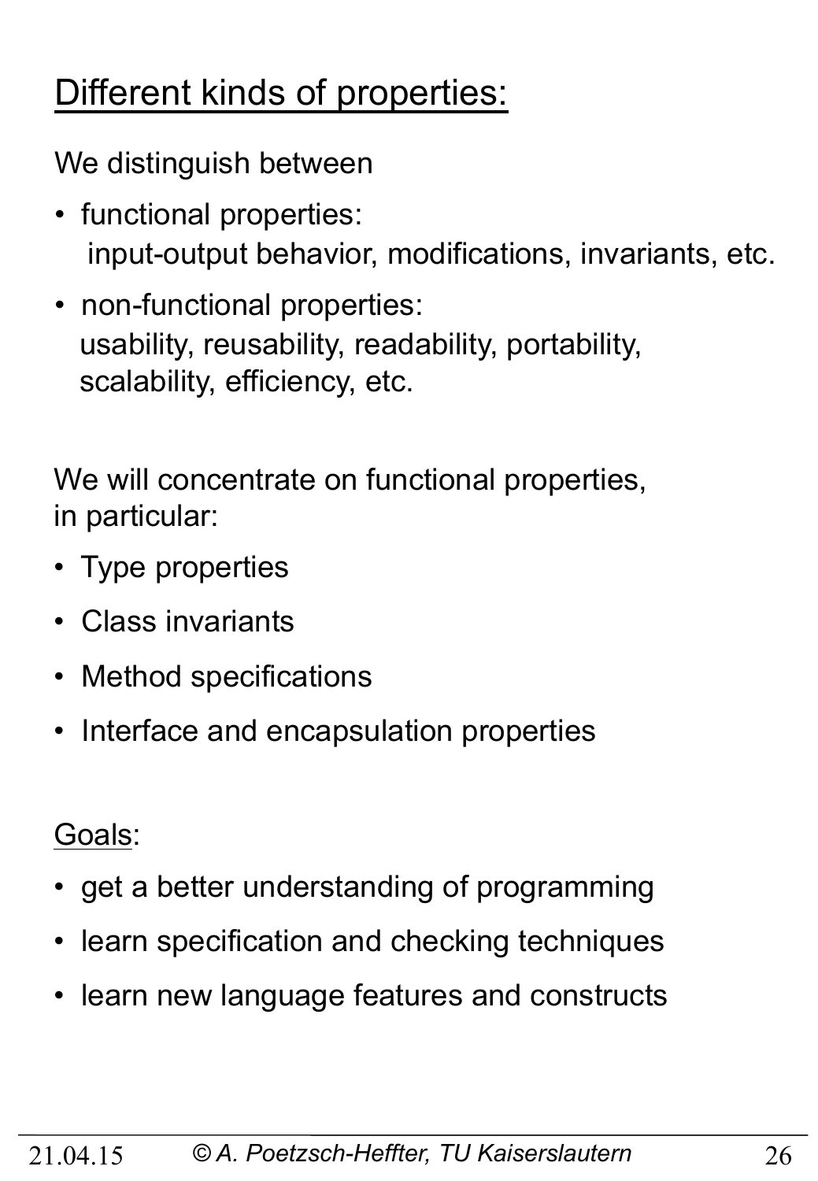## Different kinds of properties:

We distinguish between

- functional properties:
  input-output behavior, modifications, invariants, etc.
- non-functional properties:
  usability, reusability, readability, portability, scalability, efficiency, etc.

We will concentrate on functional properties, in particular:

- Type properties
- Class invariants
- Method specifications
- Interface and encapsulation properties

Goals:

- get a better understanding of programming
- learn specification and checking techniques
- learn new language features and constructs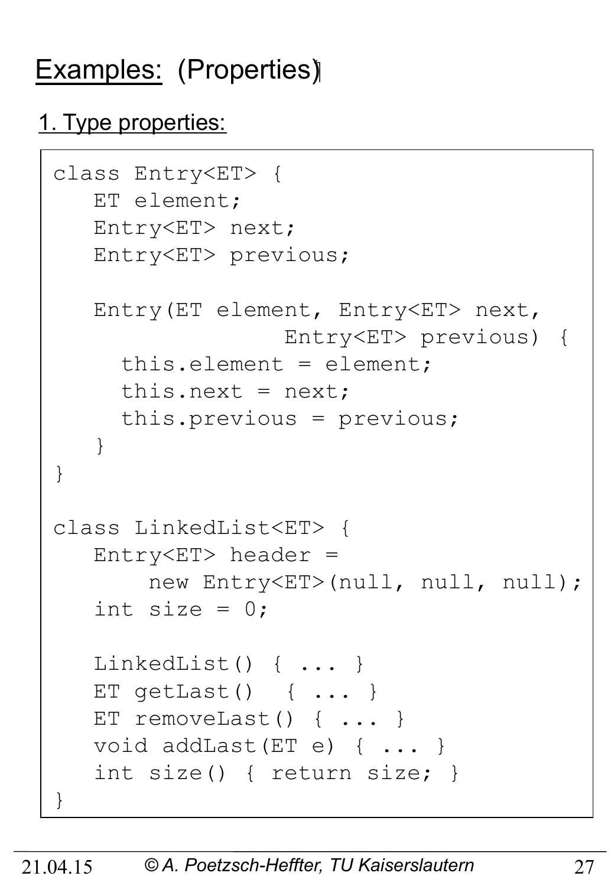# Examples: (Properties)

## 1. Type properties:

```
class Entry<ET> {
   ET element;
   Entry<ET> next;
   Entry<ET> previous;

   Entry(ET element, Entry<ET> next,
                 Entry<ET> previous) {
     this.element = element;
     this.next = next;
     this.previous = previous;
   }
}

class LinkedList<ET> {
   Entry<ET> header =
       new Entry<ET>(null, null, null);
   int size = 0;

   LinkedList() { ... }
   ET getLast()  { ... }
   ET removeLast() { ... }
   void addLast(ET e) { ... }
   int size() { return size; }
}
```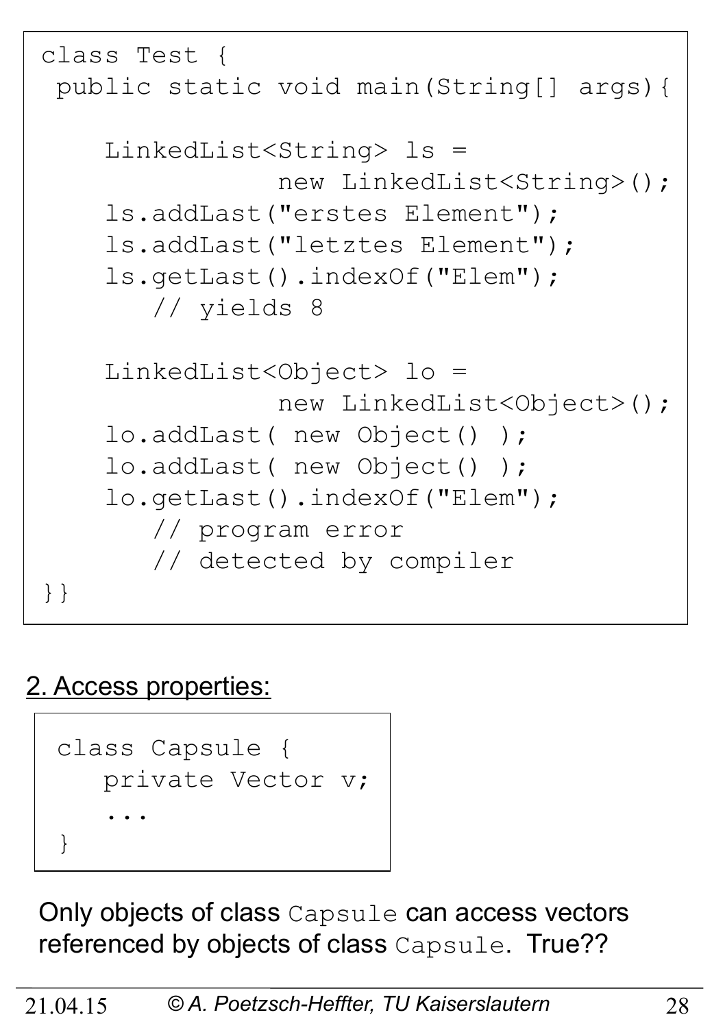```
class Test {
 public static void main(String[] args){

    LinkedList<String> ls =
               new LinkedList<String>();
    ls.addLast("erstes Element");
    ls.addLast("letztes Element");
    ls.getLast().indexOf("Elem");
       // yields 8

    LinkedList<Object> lo =
               new LinkedList<Object>();
    lo.addLast( new Object() );
    lo.addLast( new Object() );
    lo.getLast().indexOf("Elem");
       // program error
       // detected by compiler
}}
```

2. Access properties:

```
class Capsule {
   private Vector v;
   ...
}
```

Only objects of class `Capsule` can access vectors referenced by objects of class `Capsule`. True??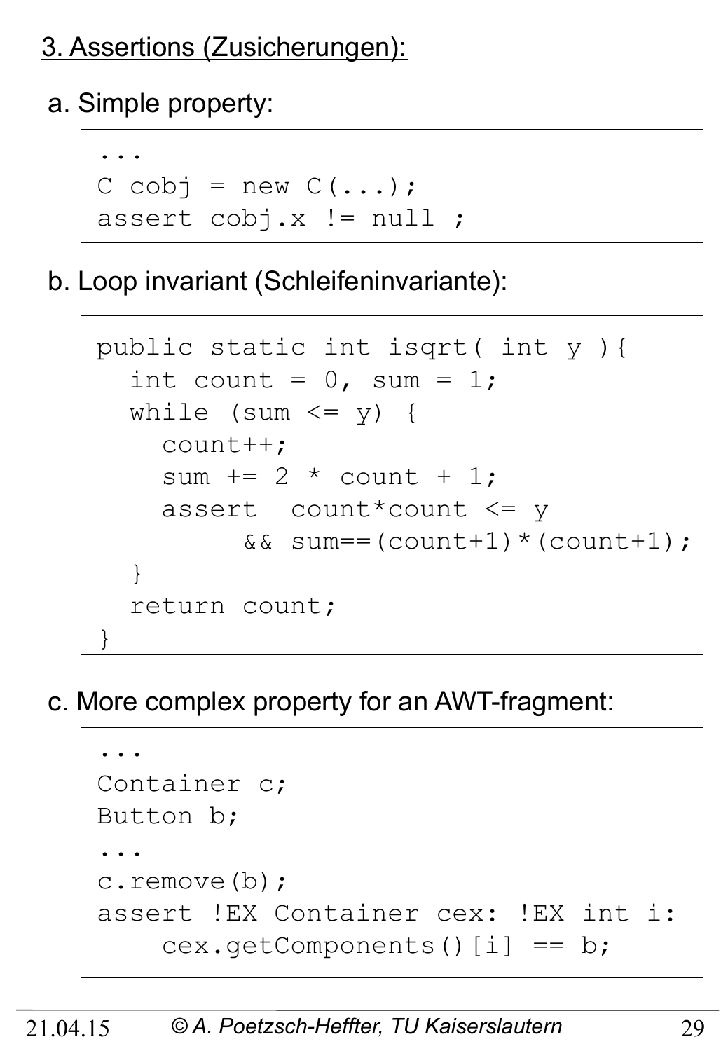## 3. Assertions (Zusicherungen):

a. Simple property:

```
...
C cobj = new C(...);
assert cobj.x != null ;
```

b. Loop invariant (Schleifeninvariante):

```
public static int isqrt( int y ){
  int count = 0, sum = 1;
  while (sum <= y) {
    count++;
    sum += 2 * count + 1;
    assert  count*count <= y
         && sum==(count+1)*(count+1);
  }
  return count;
}
```

c. More complex property for an AWT-fragment:

```
...
Container c;
Button b;
...
c.remove(b);
assert !EX Container cex: !EX int i:
    cex.getComponents()[i] == b;
```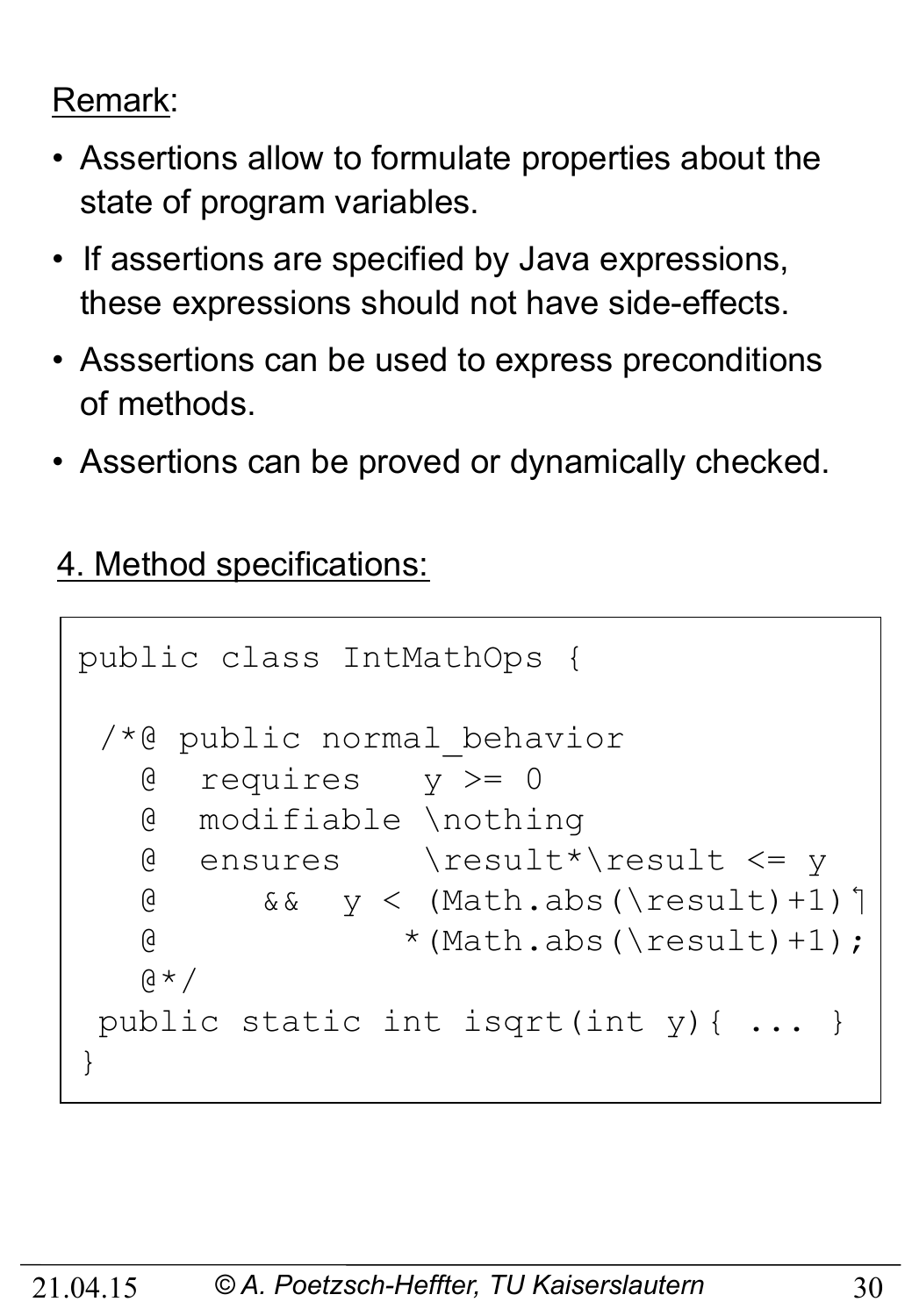Remark:

- Assertions allow to formulate properties about the state of program variables.
- If assertions are specified by Java expressions, these expressions should not have side-effects.
- Asssertions can be used to express preconditions of methods.
- Assertions can be proved or dynamically checked.

4. Method specifications:

```
public class IntMathOps {

 /*@ public normal_behavior
   @  requires   y >= 0
   @  modifiable \nothing
   @  ensures    \result*\result <= y
   @     &&  y < (Math.abs(\result)+1)
   @           *(Math.abs(\result)+1);
   @*/
 public static int isqrt(int y){ ... }
}
```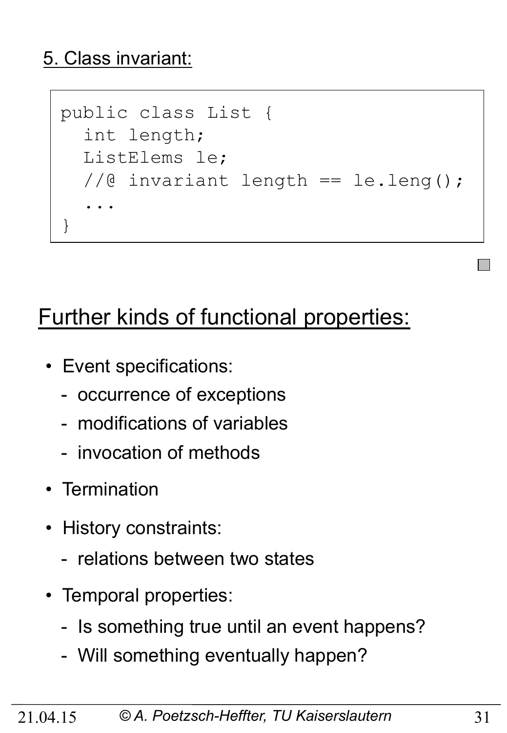5. Class invariant:

```
public class List {
  int length;
  ListElems le;
  //@ invariant length == le.leng();
  ...
}
```

## Further kinds of functional properties:

- Event specifications:
  - occurrence of exceptions
  - modifications of variables
  - invocation of methods
- Termination
- History constraints:
  - relations between two states
- Temporal properties:
  - Is something true until an event happens?
  - Will something eventually happen?